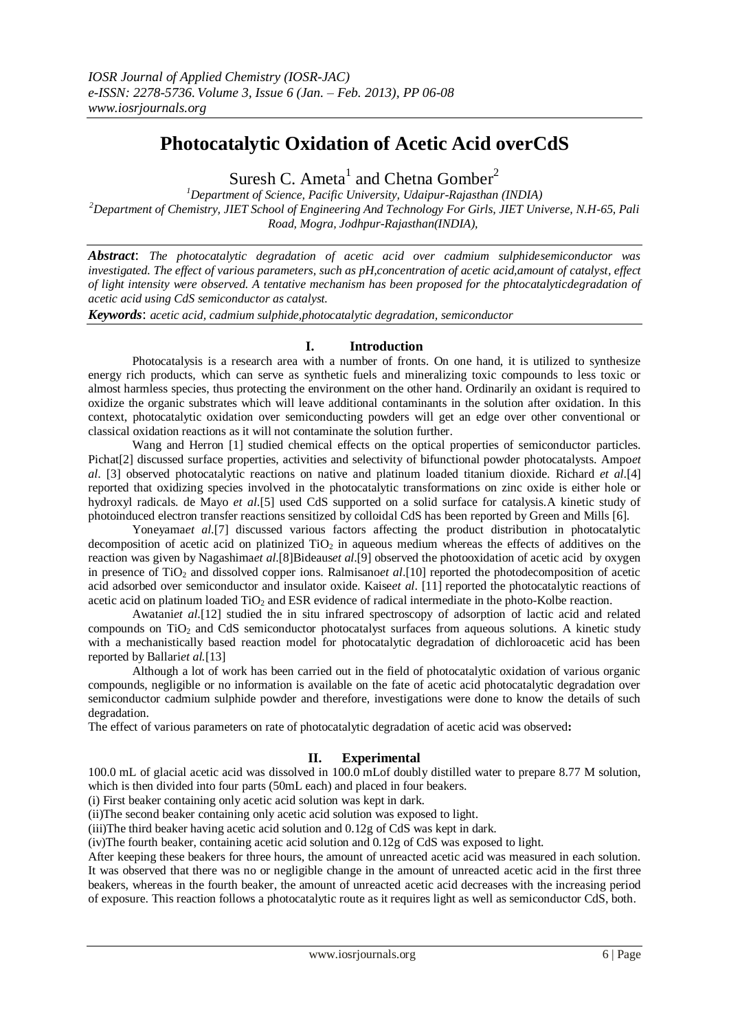# Photocatalytic Oxidation of Acetic Acid overCdS

Suresh C. Ameta[1] and Chetna Gomber[2]

[1]Department of Science, Pacific University, Udaipur-Rajasthan (INDIA)
[2]Department of Chemistry, JIET School of Engineering And Technology For Girls, JIET Universe, N.H-65, Pali Road, Mogra, Jodhpur-Rajasthan(INDIA),

***Abstract***: *The photocatalytic degradation of acetic acid over cadmium sulphidesemiconductor was investigated. The effect of various parameters, such as pH,concentration of acetic acid,amount of catalyst, effect of light intensity were observed. A tentative mechanism has been proposed for the phtocatalyticdegradation of acetic acid using CdS semiconductor as catalyst.*

***Keywords***: *acetic acid, cadmium sulphide,photocatalytic degradation, semiconductor*

## I. Introduction

Photocatalysis is a research area with a number of fronts. On one hand, it is utilized to synthesize energy rich products, which can serve as synthetic fuels and mineralizing toxic compounds to less toxic or almost harmless species, thus protecting the environment on the other hand. Ordinarily an oxidant is required to oxidize the organic substrates which will leave additional contaminants in the solution after oxidation. In this context, photocatalytic oxidation over semiconducting powders will get an edge over other conventional or classical oxidation reactions as it will not contaminate the solution further.

Wang and Herron [1] studied chemical effects on the optical properties of semiconductor particles. Pichat[2] discussed surface properties, activities and selectivity of bifunctional powder photocatalysts. Ampo*et al*. [3] observed photocatalytic reactions on native and platinum loaded titanium dioxide. Richard *et al*.[4] reported that oxidizing species involved in the photocatalytic transformations on zinc oxide is either hole or hydroxyl radicals. de Mayo *et al*.[5] used CdS supported on a solid surface for catalysis.A kinetic study of photoinduced electron transfer reactions sensitized by colloidal CdS has been reported by Green and Mills [6].

Yoneyama*et al*.[7] discussed various factors affecting the product distribution in photocatalytic decomposition of acetic acid on platinized $TiO_2$ in aqueous medium whereas the effects of additives on the reaction was given by Nagashima*et al*.[8]Bideaus*et al*.[9] observed the photooxidation of acetic acid by oxygen in presence of $TiO_2$ and dissolved copper ions. Ralmisano*et al*.[10] reported the photodecomposition of acetic acid adsorbed over semiconductor and insulator oxide. Kaise*et al*. [11] reported the photocatalytic reactions of acetic acid on platinum loaded $TiO_2$ and ESR evidence of radical intermediate in the photo-Kolbe reaction.

Awatani*et al*.[12] studied the in situ infrared spectroscopy of adsorption of lactic acid and related compounds on $TiO_2$ and CdS semiconductor photocatalyst surfaces from aqueous solutions. A kinetic study with a mechanistically based reaction model for photocatalytic degradation of dichloroacetic acid has been reported by Ballari*et al*.[13]

Although a lot of work has been carried out in the field of photocatalytic oxidation of various organic compounds, negligible or no information is available on the fate of acetic acid photocatalytic degradation over semiconductor cadmium sulphide powder and therefore, investigations were done to know the details of such degradation.

The effect of various parameters on rate of photocatalytic degradation of acetic acid was observed**:**

## II. Experimental

100.0 mL of glacial acetic acid was dissolved in 100.0 mLof doubly distilled water to prepare 8.77 M solution, which is then divided into four parts (50mL each) and placed in four beakers.

(i) First beaker containing only acetic acid solution was kept in dark.

(ii)The second beaker containing only acetic acid solution was exposed to light.

(iii)The third beaker having acetic acid solution and 0.12g of CdS was kept in dark.

(iv)The fourth beaker, containing acetic acid solution and 0.12g of CdS was exposed to light.

After keeping these beakers for three hours, the amount of unreacted acetic acid was measured in each solution. It was observed that there was no or negligible change in the amount of unreacted acetic acid in the first three beakers, whereas in the fourth beaker, the amount of unreacted acetic acid decreases with the increasing period of exposure. This reaction follows a photocatalytic route as it requires light as well as semiconductor CdS, both.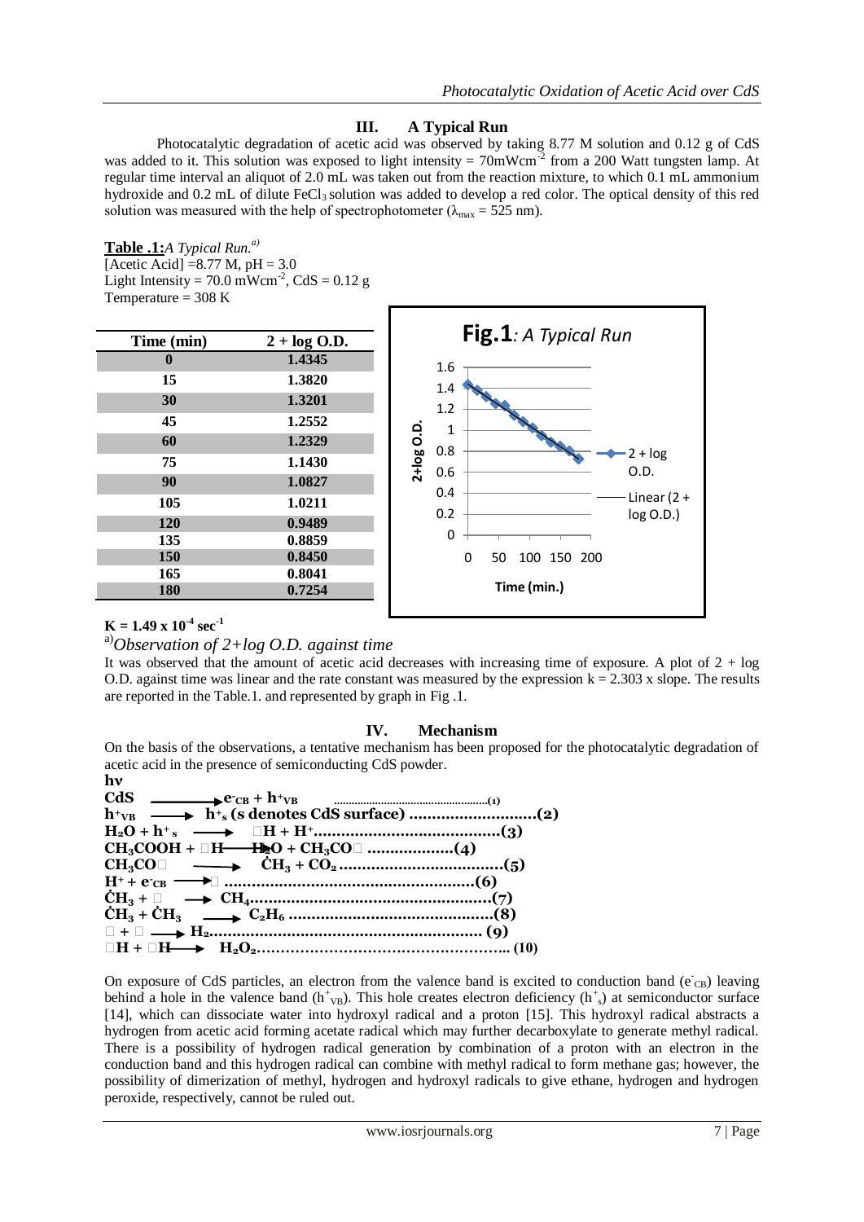## III. A Typical Run

Photocatalytic degradation of acetic acid was observed by taking 8.77 M solution and 0.12 g of CdS was added to it. This solution was exposed to light intensity = 70mWcm$^{-2}$ from a 200 Watt tungsten lamp. At regular time interval an aliquot of 2.0 mL was taken out from the reaction mixture, to which 0.1 mL ammonium hydroxide and 0.2 mL of dilute $FeCl_3$ solution was added to develop a red color. The optical density of this red solution was measured with the help of spectrophotometer ($\lambda_{max}$ = 525 nm).

**Table .1:** *A Typical Run.*[a)]
[Acetic Acid] =8.77 M, pH = 3.0
Light Intensity = 70.0 mWcm$^{-2}$, CdS = 0.12 g
Temperature = 308 K

| Time (min) | 2 + log O.D. |
|---|---|
| 0 | 1.4345 |
| 15 | 1.3820 |
| 30 | 1.3201 |
| 45 | 1.2552 |
| 60 | 1.2329 |
| 75 | 1.1430 |
| 90 | 1.0827 |
| 105 | 1.0211 |
| 120 | 0.9489 |
| 135 | 0.8859 |
| 150 | 0.8450 |
| 165 | 0.8041 |
| 180 | 0.7254 |

**K = 1.49 x 10$^{-4}$ sec$^{-1}$**

[a)]*Observation of 2+log O.D. against time*

**Fig.1**: *A Typical Run*

It was observed that the amount of acetic acid decreases with increasing time of exposure. A plot of 2 + log O.D. against time was linear and the rate constant was measured by the expression k = 2.303 x slope. The results are reported in the Table.1. and represented by graph in Fig .1.

## IV. Mechanism

On the basis of the observations, a tentative mechanism has been proposed for the photocatalytic degradation of acetic acid in the presence of semiconducting CdS powder.

$$CdS \xrightarrow{h\nu} e^-_{CB} + h^+_{VB} \quad \text{......(1)}$$
$$h^+_{VB} \longrightarrow h^+_s \text{ (s denotes CdS surface)} \quad \text{......(2)}$$
$$H_2O + h^+_s \longrightarrow {}^{\bullet}OH + H^+ \quad \text{......(3)}$$
$$CH_3COOH + {}^{\bullet}OH \longrightarrow H_2O + CH_3COO^{\bullet} \quad \text{......(4)}$$
$$CH_3COO^{\bullet} \longrightarrow \dot{C}H_3 + CO_2 \quad \text{......(5)}$$
$$H^+ + e^-_{CB} \longrightarrow H^{\bullet} \quad \text{......(6)}$$
$$\dot{C}H_3 + H^{\bullet} \longrightarrow CH_4 \quad \text{......(7)}$$
$$\dot{C}H_3 + \dot{C}H_3 \longrightarrow C_2H_6 \quad \text{......(8)}$$
$$H^{\bullet} + H^{\bullet} \longrightarrow H_2 \quad \text{......(9)}$$
$${}^{\bullet}OH + {}^{\bullet}OH \longrightarrow H_2O_2 \quad \text{......(10)}$$

On exposure of CdS particles, an electron from the valence band is excited to conduction band ($e^-_{CB}$) leaving behind a hole in the valence band ($h^+_{VB}$). This hole creates electron deficiency ($h^+_s$) at semiconductor surface [14], which can dissociate water into hydroxyl radical and a proton [15]. This hydroxyl radical abstracts a hydrogen from acetic acid forming acetate radical which may further decarboxylate to generate methyl radical. There is a possibility of hydrogen radical generation by combination of a proton with an electron in the conduction band and this hydrogen radical can combine with methyl radical to form methane gas; however, the possibility of dimerization of methyl, hydrogen and hydroxyl radicals to give ethane, hydrogen and hydrogen peroxide, respectively, cannot be ruled out.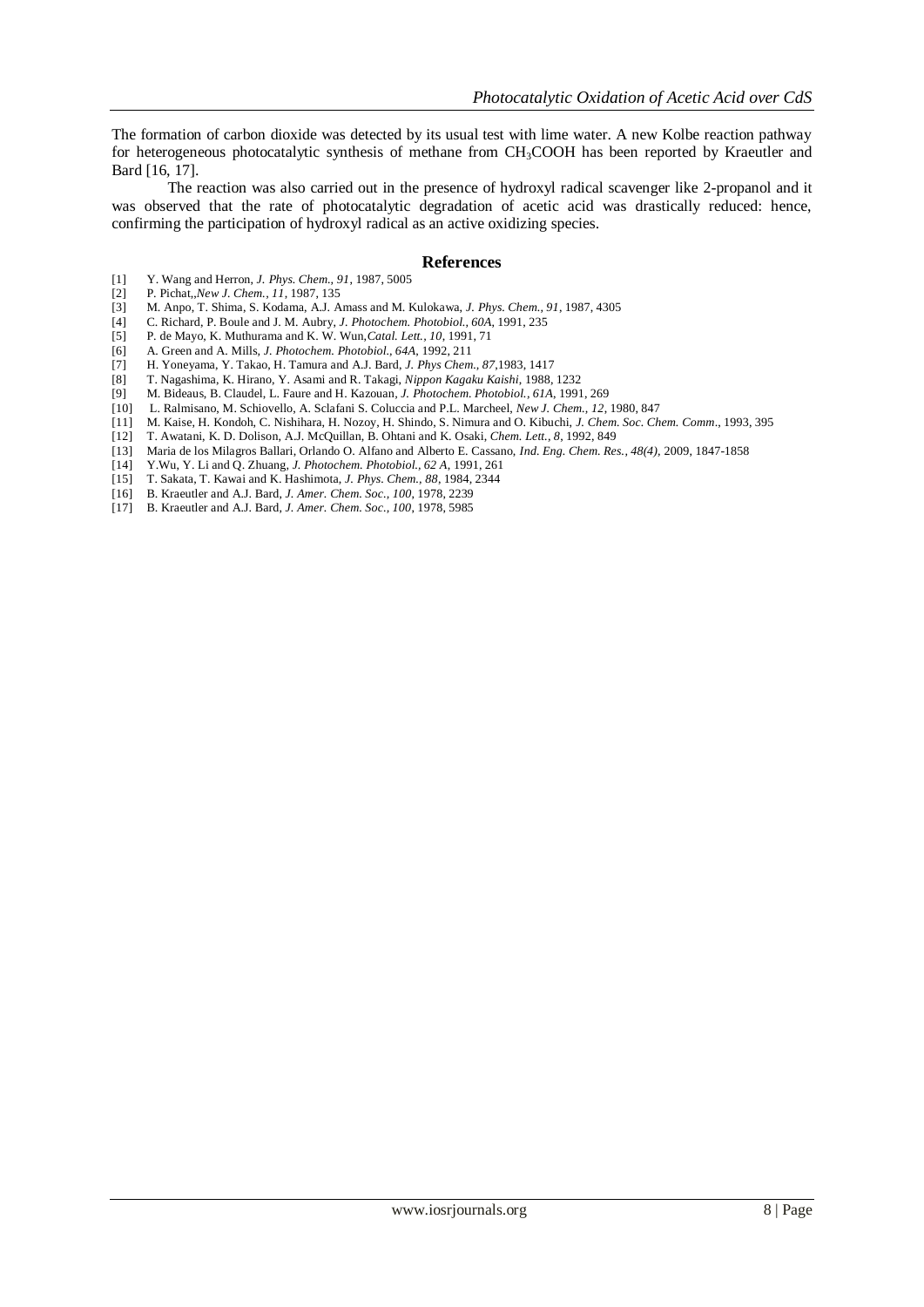The formation of carbon dioxide was detected by its usual test with lime water. A new Kolbe reaction pathway for heterogeneous photocatalytic synthesis of methane from $CH_3COOH$ has been reported by Kraeutler and Bard [16, 17].

The reaction was also carried out in the presence of hydroxyl radical scavenger like 2-propanol and it was observed that the rate of photocatalytic degradation of acetic acid was drastically reduced: hence, confirming the participation of hydroxyl radical as an active oxidizing species.

## References

[1] Y. Wang and Herron, *J. Phys. Chem., 91*, 1987, 5005

[2] P. Pichat,,*New J. Chem., 11*, 1987, 135

[3] M. Anpo, T. Shima, S. Kodama, A.J. Amass and M. Kulokawa, *J. Phys. Chem., 91*, 1987, 4305

[4] C. Richard, P. Boule and J. M. Aubry, *J. Photochem. Photobiol., 60A*, 1991, 235

[5] P. de Mayo, K. Muthurama and K. W. Wun,*Catal. Lett., 10*, 1991, 71

[6] A. Green and A. Mills, *J. Photochem. Photobiol., 64A*, 1992, 211

[7] H. Yoneyama, Y. Takao, H. Tamura and A.J. Bard, *J. Phys Chem., 87*,1983, 1417

[8] T. Nagashima, K. Hirano, Y. Asami and R. Takagi, *Nippon Kagaku Kaishi*, 1988, 1232

[9] M. Bideaus, B. Claudel, L. Faure and H. Kazouan, *J. Photochem. Photobiol., 61A*, 1991, 269

[10] L. Ralmisano, M. Schiovello, A. Sclafani S. Coluccia and P.L. Marcheel, *New J. Chem., 12*, 1980, 847

[11] M. Kaise, H. Kondoh, C. Nishihara, H. Nozoy, H. Shindo, S. Nimura and O. Kibuchi, *J. Chem. Soc. Chem. Comm*., 1993, 395

[12] T. Awatani, K. D. Dolison, A.J. McQuillan, B. Ohtani and K. Osaki, *Chem. Lett., 8*, 1992, 849

[13] Maria de los Milagros Ballari, Orlando O. Alfano and Alberto E. Cassano, *Ind. Eng. Chem. Res., 48(4)*, 2009, 1847-1858

[14] Y.Wu, Y. Li and Q. Zhuang, *J. Photochem. Photobiol., 62 A*, 1991, 261

[15] T. Sakata, T. Kawai and K. Hashimota, *J. Phys. Chem., 88*, 1984, 2344

[16] B. Kraeutler and A.J. Bard, *J. Amer. Chem. Soc., 100*, 1978, 2239

[17] B. Kraeutler and A.J. Bard, *J. Amer. Chem. Soc., 100*, 1978, 5985